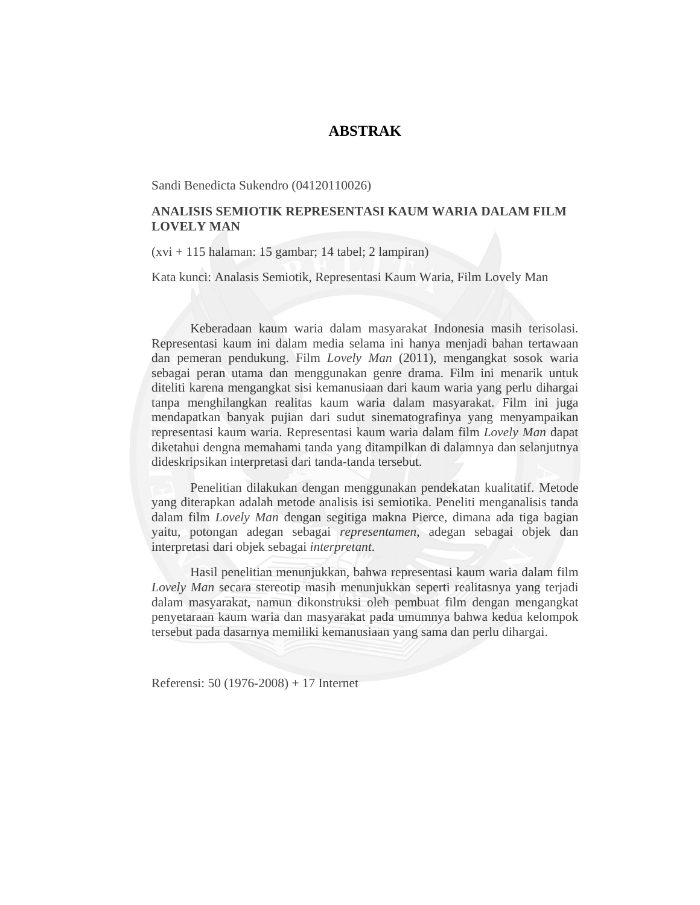# ABSTRAK

Sandi Benedicta Sukendro (04120110026)

**ANALISIS SEMIOTIK REPRESENTASI KAUM WARIA DALAM FILM LOVELY MAN**

(xvi + 115 halaman: 15 gambar; 14 tabel; 2 lampiran)

Kata kunci: Analasis Semiotik, Representasi Kaum Waria, Film Lovely Man

Keberadaan kaum waria dalam masyarakat Indonesia masih terisolasi. Representasi kaum ini dalam media selama ini hanya menjadi bahan tertawaan dan pemeran pendukung. Film *Lovely Man* (2011), mengangkat sosok waria sebagai peran utama dan menggunakan genre drama. Film ini menarik untuk diteliti karena mengangkat sisi kemanusiaan dari kaum waria yang perlu dihargai tanpa menghilangkan realitas kaum waria dalam masyarakat. Film ini juga mendapatkan banyak pujian dari sudut sinematografinya yang menyampaikan representasi kaum waria. Representasi kaum waria dalam film *Lovely Man* dapat diketahui dengna memahami tanda yang ditampilkan di dalamnya dan selanjutnya dideskripsikan interpretasi dari tanda-tanda tersebut.

Penelitian dilakukan dengan menggunakan pendekatan kualitatif. Metode yang diterapkan adalah metode analisis isi semiotika. Peneliti menganalisis tanda dalam film *Lovely Man* dengan segitiga makna Pierce, dimana ada tiga bagian yaitu, potongan adegan sebagai *representamen*, adegan sebagai objek dan interpretasi dari objek sebagai *interpretant*.

Hasil penelitian menunjukkan, bahwa representasi kaum waria dalam film *Lovely Man* secara stereotip masih menunjukkan seperti realitasnya yang terjadi dalam masyarakat, namun dikonstruksi oleh pembuat film dengan mengangkat penyetaraan kaum waria dan masyarakat pada umumnya bahwa kedua kelompok tersebut pada dasarnya memiliki kemanusiaan yang sama dan perlu dihargai.

Referensi: 50 (1976-2008) + 17 Internet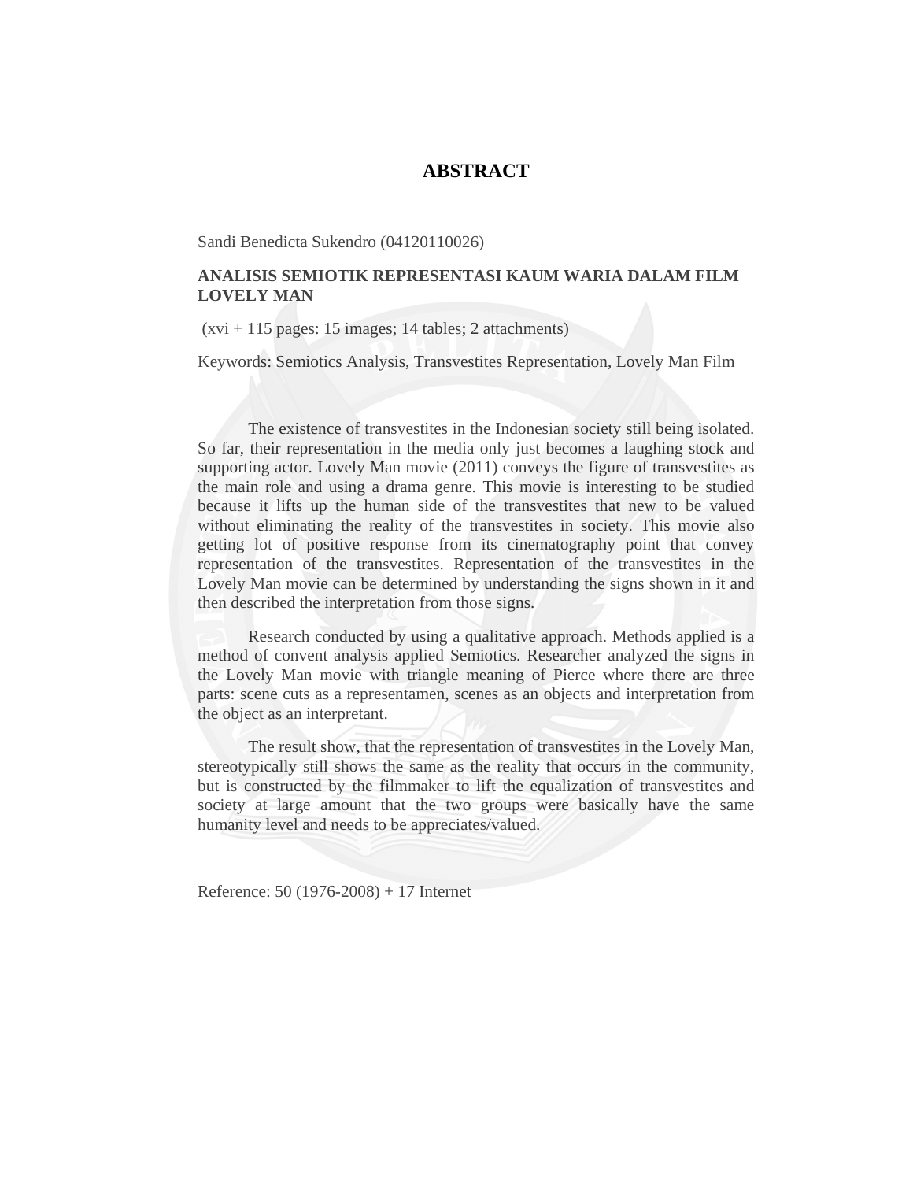# ABSTRACT

Sandi Benedicta Sukendro (04120110026)

**ANALISIS SEMIOTIK REPRESENTASI KAUM WARIA DALAM FILM LOVELY MAN**

(xvi + 115 pages: 15 images; 14 tables; 2 attachments)

Keywords: Semiotics Analysis, Transvestites Representation, Lovely Man Film

The existence of transvestites in the Indonesian society still being isolated. So far, their representation in the media only just becomes a laughing stock and supporting actor. Lovely Man movie (2011) conveys the figure of transvestites as the main role and using a drama genre. This movie is interesting to be studied because it lifts up the human side of the transvestites that new to be valued without eliminating the reality of the transvestites in society. This movie also getting lot of positive response from its cinematography point that convey representation of the transvestites. Representation of the transvestites in the Lovely Man movie can be determined by understanding the signs shown in it and then described the interpretation from those signs.

Research conducted by using a qualitative approach. Methods applied is a method of convent analysis applied Semiotics. Researcher analyzed the signs in the Lovely Man movie with triangle meaning of Pierce where there are three parts: scene cuts as a representamen, scenes as an objects and interpretation from the object as an interpretant.

The result show, that the representation of transvestites in the Lovely Man, stereotypically still shows the same as the reality that occurs in the community, but is constructed by the filmmaker to lift the equalization of transvestites and society at large amount that the two groups were basically have the same humanity level and needs to be appreciates/valued.

Reference: 50 (1976-2008) + 17 Internet